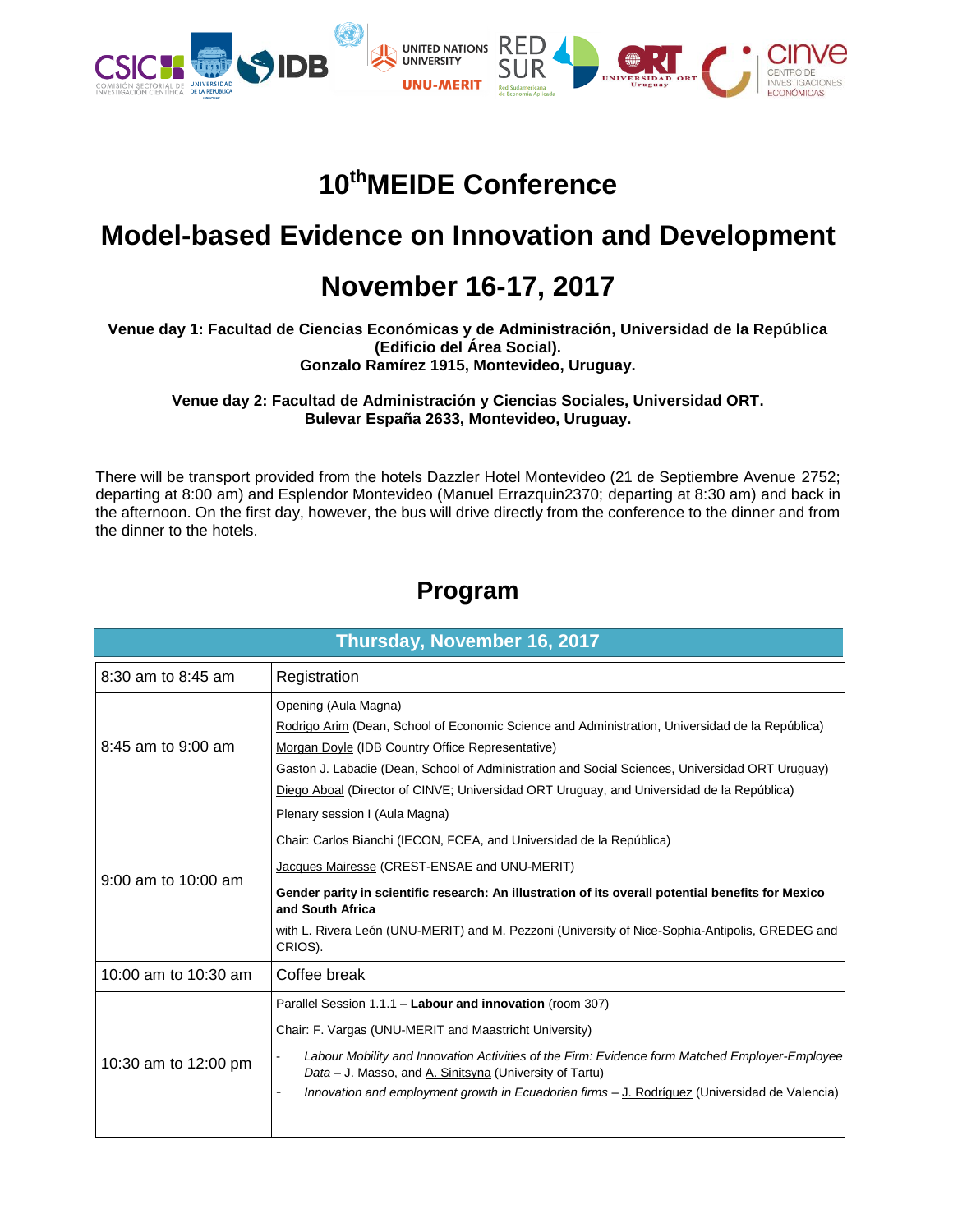# 10th MEIDE Conference

# Model-based Evidence on Innovation and Development

# November 16-17, 2017

**Venue day 1: Facultad de Ciencias Económicas y de Administración, Universidad de la República (Edificio del Área Social).**
**Gonzalo Ramírez 1915, Montevideo, Uruguay.**

**Venue day 2: Facultad de Administración y Ciencias Sociales, Universidad ORT.**
**Bulevar España 2633, Montevideo, Uruguay.**

There will be transport provided from the hotels Dazzler Hotel Montevideo (21 de Septiembre Avenue 2752; departing at 8:00 am) and Esplendor Montevideo (Manuel Errazquin2370; departing at 8:30 am) and back in the afternoon. On the first day, however, the bus will drive directly from the conference to the dinner and from the dinner to the hotels.

## Program

| Thursday, November 16, 2017 | |
|---|---|
| 8:30 am to 8:45 am | Registration |
| 8:45 am to 9:00 am | Opening (Aula Magna)<br>Rodrigo Arim (Dean, School of Economic Science and Administration, Universidad de la República)<br>Morgan Doyle (IDB Country Office Representative)<br>Gaston J. Labadie (Dean, School of Administration and Social Sciences, Universidad ORT Uruguay)<br>Diego Aboal (Director of CINVE; Universidad ORT Uruguay, and Universidad de la República) |
| 9:00 am to 10:00 am | Plenary session I (Aula Magna)<br>Chair: Carlos Bianchi (IECON, FCEA, and Universidad de la República)<br>Jacques Mairesse (CREST-ENSAE and UNU-MERIT)<br>**Gender parity in scientific research: An illustration of its overall potential benefits for Mexico and South Africa**<br>with L. Rivera León (UNU-MERIT) and M. Pezzoni (University of Nice-Sophia-Antipolis, GREDEG and CRIOS). |
| 10:00 am to 10:30 am | Coffee break |
| 10:30 am to 12:00 pm | Parallel Session 1.1.1 – **Labour and innovation** (room 307)<br>Chair: F. Vargas (UNU-MERIT and Maastricht University)<br>- *Labour Mobility and Innovation Activities of the Firm: Evidence form Matched Employer-Employee Data* – J. Masso, and A. Sinitsyna (University of Tartu)<br>- *Innovation and employment growth in Ecuadorian firms* – J. Rodríguez (Universidad de Valencia) |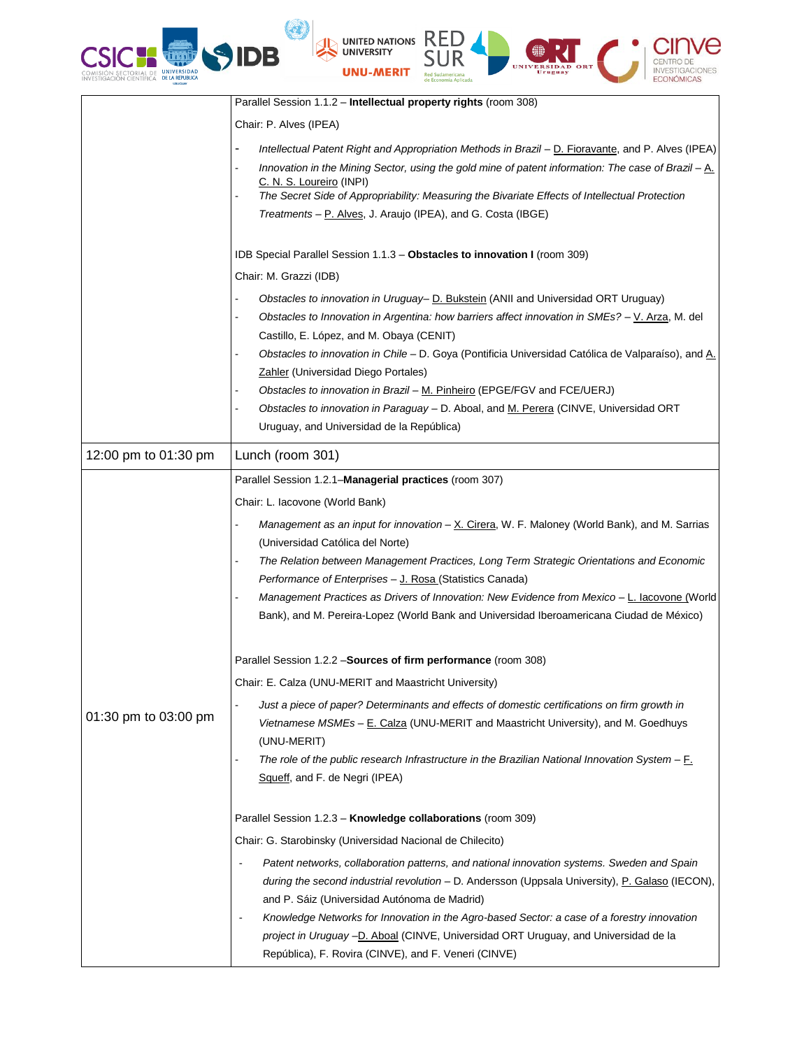| | |
|---|---|
| | Parallel Session 1.1.2 – **Intellectual property rights** (room 308)<br><br>Chair: P. Alves (IPEA)<br><br>- *Intellectual Patent Right and Appropriation Methods in Brazil* – D. Fioravante, and P. Alves (IPEA)<br>- *Innovation in the Mining Sector, using the gold mine of patent information: The case of Brazil* – A. C. N. S. Loureiro (INPI)<br>- *The Secret Side of Appropriability: Measuring the Bivariate Effects of Intellectual Protection Treatments* – P. Alves, J. Araujo (IPEA), and G. Costa (IBGE)<br><br>IDB Special Parallel Session 1.1.3 – **Obstacles to innovation I** (room 309)<br><br>Chair: M. Grazzi (IDB)<br><br>- *Obstacles to innovation in Uruguay*– D. Bukstein (ANII and Universidad ORT Uruguay)<br>- *Obstacles to Innovation in Argentina: how barriers affect innovation in SMEs?* – V. Arza, M. del Castillo, E. López, and M. Obaya (CENIT)<br>- *Obstacles to innovation in Chile* – D. Goya (Pontificia Universidad Católica de Valparaíso), and A. Zahler (Universidad Diego Portales)<br>- *Obstacles to innovation in Brazil* – M. Pinheiro (EPGE/FGV and FCE/UERJ)<br>- *Obstacles to innovation in Paraguay* – D. Aboal, and M. Perera (CINVE, Universidad ORT Uruguay, and Universidad de la República) |
| 12:00 pm to 01:30 pm | Lunch (room 301) |
| 01:30 pm to 03:00 pm | Parallel Session 1.2.1–**Managerial practices** (room 307)<br><br>Chair: L. Iacovone (World Bank)<br><br>- *Management as an input for innovation* – X. Cirera, W. F. Maloney (World Bank), and M. Sarrias (Universidad Católica del Norte)<br>- *The Relation between Management Practices, Long Term Strategic Orientations and Economic Performance of Enterprises* – J. Rosa (Statistics Canada)<br>- *Management Practices as Drivers of Innovation: New Evidence from Mexico* – L. Iacovone (World Bank), and M. Pereira-Lopez (World Bank and Universidad Iberoamericana Ciudad de México)<br><br>Parallel Session 1.2.2 –**Sources of firm performance** (room 308)<br><br>Chair: E. Calza (UNU-MERIT and Maastricht University)<br><br>- *Just a piece of paper? Determinants and effects of domestic certifications on firm growth in Vietnamese MSMEs* – E. Calza (UNU-MERIT and Maastricht University), and M. Goedhuys (UNU-MERIT)<br>- *The role of the public research Infrastructure in the Brazilian National Innovation System* – F. Squeff, and F. de Negri (IPEA)<br><br>Parallel Session 1.2.3 – **Knowledge collaborations** (room 309)<br><br>Chair: G. Starobinsky (Universidad Nacional de Chilecito)<br><br>- *Patent networks, collaboration patterns, and national innovation systems. Sweden and Spain during the second industrial revolution* – D. Andersson (Uppsala University), P. Galaso (IECON), and P. Sáiz (Universidad Autónoma de Madrid)<br>- *Knowledge Networks for Innovation in the Agro-based Sector: a case of a forestry innovation project in Uruguay* –D. Aboal (CINVE, Universidad ORT Uruguay, and Universidad de la República), F. Rovira (CINVE), and F. Veneri (CINVE) |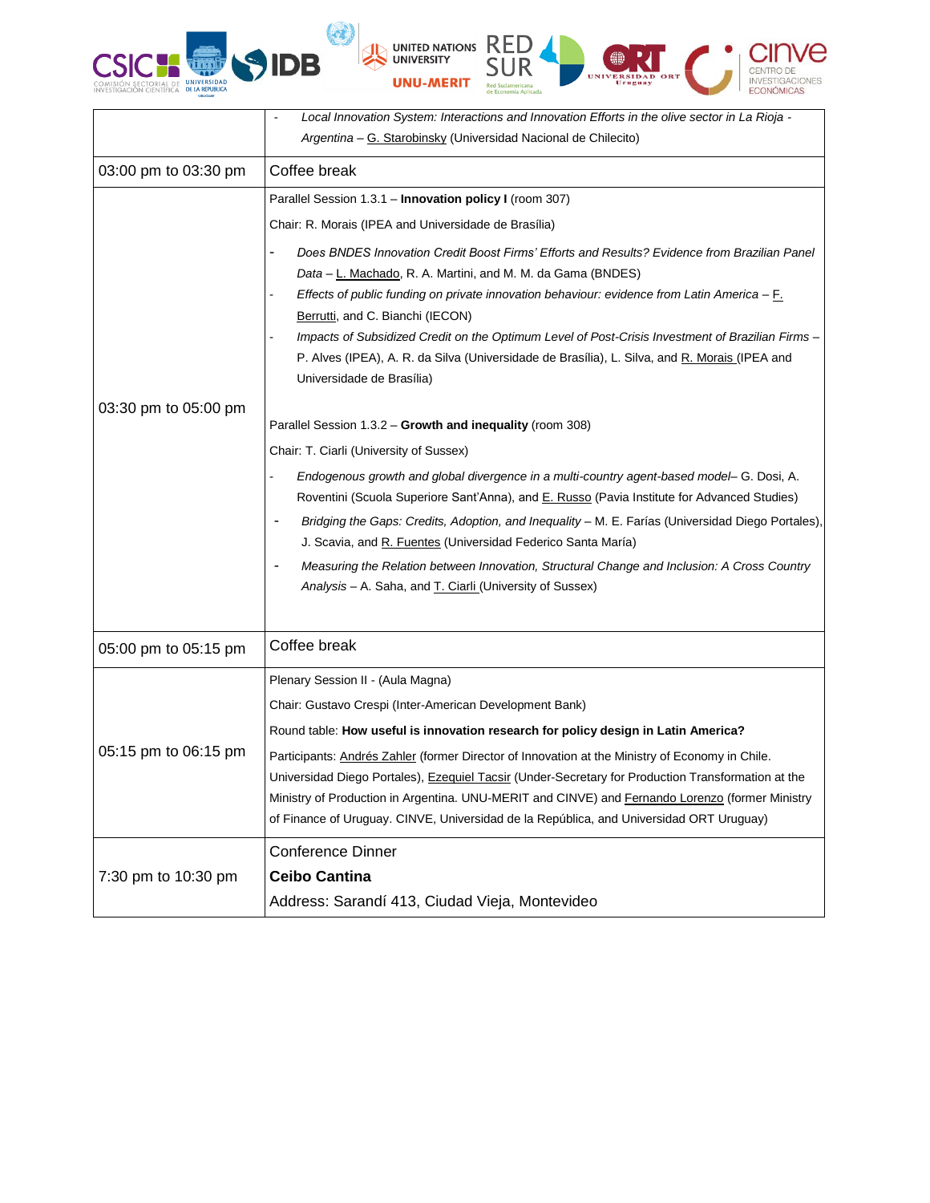| | |
|---|---|
| | - *Local Innovation System: Interactions and Innovation Efforts in the olive sector in La Rioja - Argentina* – G. Starobinsky (Universidad Nacional de Chilecito) |
| 03:00 pm to 03:30 pm | Coffee break |
| 03:30 pm to 05:00 pm | Parallel Session 1.3.1 – **Innovation policy I** (room 307)<br>Chair: R. Morais (IPEA and Universidade de Brasília)<br>- *Does BNDES Innovation Credit Boost Firms' Efforts and Results? Evidence from Brazilian Panel Data* – L. Machado, R. A. Martini, and M. M. da Gama (BNDES)<br>- *Effects of public funding on private innovation behaviour: evidence from Latin America* – F. Berrutti, and C. Bianchi (IECON)<br>- *Impacts of Subsidized Credit on the Optimum Level of Post-Crisis Investment of Brazilian Firms* – P. Alves (IPEA), A. R. da Silva (Universidade de Brasília), L. Silva, and R. Morais (IPEA and Universidade de Brasília)<br><br>Parallel Session 1.3.2 – **Growth and inequality** (room 308)<br>Chair: T. Ciarli (University of Sussex)<br>- *Endogenous growth and global divergence in a multi-country agent-based model*– G. Dosi, A. Roventini (Scuola Superiore Sant'Anna), and E. Russo (Pavia Institute for Advanced Studies)<br>- *Bridging the Gaps: Credits, Adoption, and Inequality* – M. E. Farías (Universidad Diego Portales), J. Scavia, and R. Fuentes (Universidad Federico Santa María)<br>- *Measuring the Relation between Innovation, Structural Change and Inclusion: A Cross Country Analysis* – A. Saha, and T. Ciarli (University of Sussex) |
| 05:00 pm to 05:15 pm | Coffee break |
| 05:15 pm to 06:15 pm | Plenary Session II - (Aula Magna)<br>Chair: Gustavo Crespi (Inter-American Development Bank)<br>Round table: **How useful is innovation research for policy design in Latin America?**<br>Participants: Andrés Zahler (former Director of Innovation at the Ministry of Economy in Chile. Universidad Diego Portales), Ezequiel Tacsir (Under-Secretary for Production Transformation at the Ministry of Production in Argentina. UNU-MERIT and CINVE) and Fernando Lorenzo (former Ministry of Finance of Uruguay. CINVE, Universidad de la República, and Universidad ORT Uruguay) |
| 7:30 pm to 10:30 pm | Conference Dinner<br>**Ceibo Cantina**<br>Address: Sarandí 413, Ciudad Vieja, Montevideo |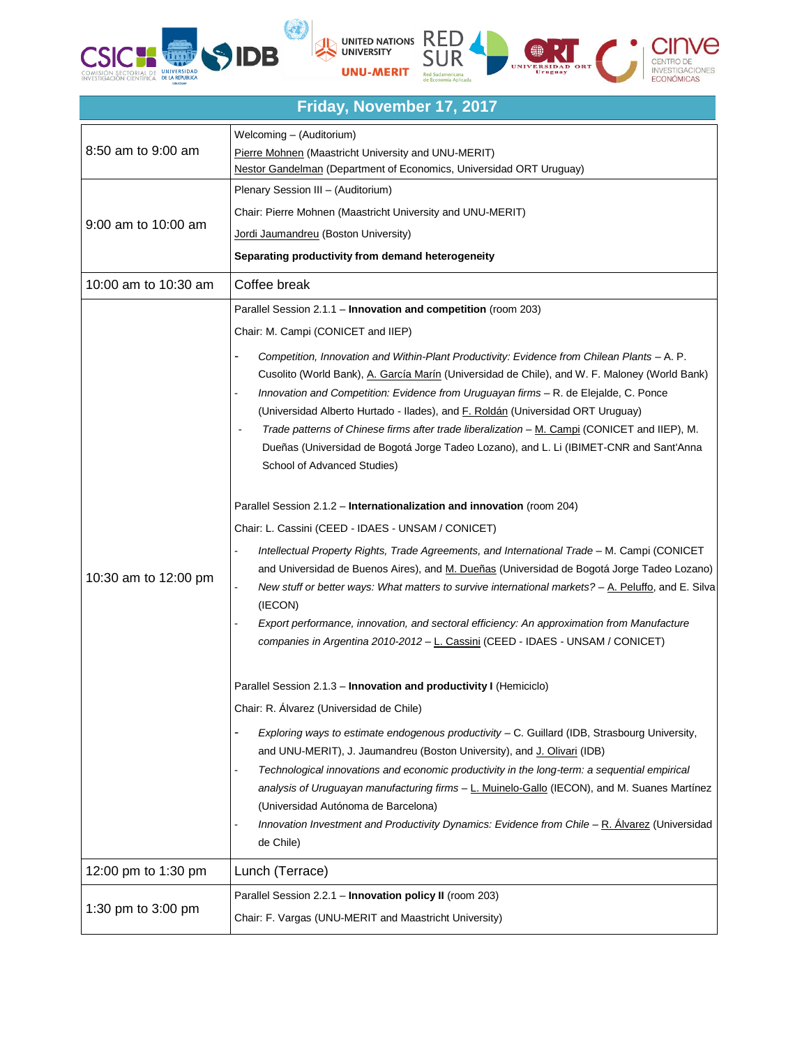## Friday, November 17, 2017

| | |
|---|---|
| 8:50 am to 9:00 am | Welcoming – (Auditorium)<br>Pierre Mohnen (Maastricht University and UNU-MERIT)<br>Nestor Gandelman (Department of Economics, Universidad ORT Uruguay) |
| 9:00 am to 10:00 am | Plenary Session III – (Auditorium)<br>Chair: Pierre Mohnen (Maastricht University and UNU-MERIT)<br>Jordi Jaumandreu (Boston University)<br>**Separating productivity from demand heterogeneity** |
| 10:00 am to 10:30 am | Coffee break |
| 10:30 am to 12:00 pm | Parallel Session 2.1.1 – **Innovation and competition** (room 203)<br>Chair: M. Campi (CONICET and IIEP)<br>- *Competition, Innovation and Within-Plant Productivity: Evidence from Chilean Plants* – A. P. Cusolito (World Bank), A. García Marín (Universidad de Chile), and W. F. Maloney (World Bank)<br>- *Innovation and Competition: Evidence from Uruguayan firms* – R. de Elejalde, C. Ponce (Universidad Alberto Hurtado - Ilades), and F. Roldán (Universidad ORT Uruguay)<br>- *Trade patterns of Chinese firms after trade liberalization* – M. Campi (CONICET and IIEP), M. Dueñas (Universidad de Bogotá Jorge Tadeo Lozano), and L. Li (IBIMET-CNR and Sant'Anna School of Advanced Studies)<br><br>Parallel Session 2.1.2 – **Internationalization and innovation** (room 204)<br>Chair: L. Cassini (CEED - IDAES - UNSAM / CONICET)<br>- *Intellectual Property Rights, Trade Agreements, and International Trade* – M. Campi (CONICET and Universidad de Buenos Aires), and M. Dueñas (Universidad de Bogotá Jorge Tadeo Lozano)<br>- *New stuff or better ways: What matters to survive international markets?* – A. Peluffo, and E. Silva (IECON)<br>- *Export performance, innovation, and sectoral efficiency: An approximation from Manufacture companies in Argentina 2010-2012* – L. Cassini (CEED - IDAES - UNSAM / CONICET)<br><br>Parallel Session 2.1.3 – **Innovation and productivity I** (Hemiciclo)<br>Chair: R. Álvarez (Universidad de Chile)<br>- *Exploring ways to estimate endogenous productivity* – C. Guillard (IDB, Strasbourg University, and UNU-MERIT), J. Jaumandreu (Boston University), and J. Olivari (IDB)<br>- *Technological innovations and economic productivity in the long-term: a sequential empirical analysis of Uruguayan manufacturing firms* – L. Muinelo-Gallo (IECON), and M. Suanes Martínez (Universidad Autónoma de Barcelona)<br>- *Innovation Investment and Productivity Dynamics: Evidence from Chile* – R. Álvarez (Universidad de Chile) |
| 12:00 pm to 1:30 pm | Lunch (Terrace) |
| 1:30 pm to 3:00 pm | Parallel Session 2.2.1 – **Innovation policy II** (room 203)<br>Chair: F. Vargas (UNU-MERIT and Maastricht University) |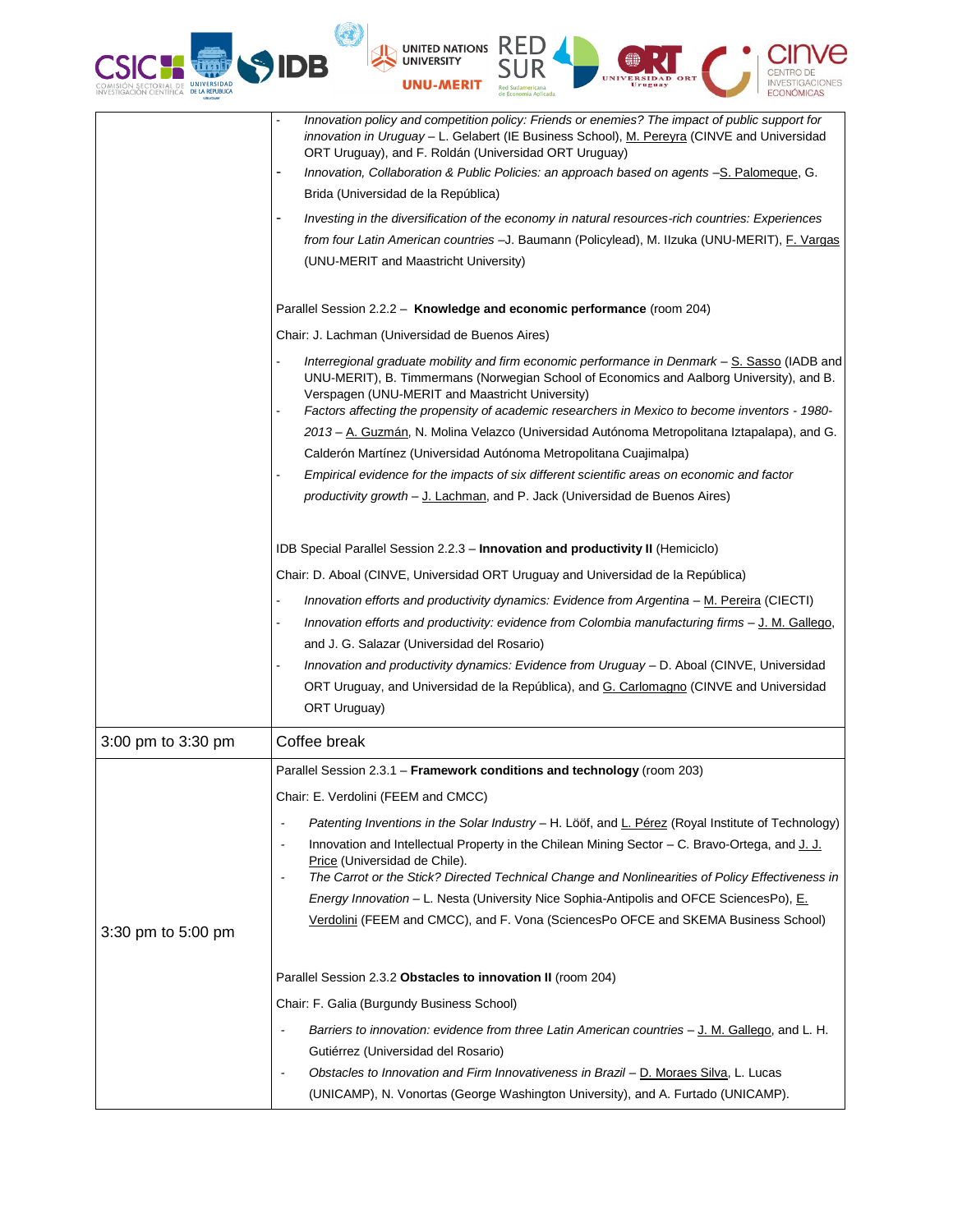| | |
| --- | --- |
| | - *Innovation policy and competition policy: Friends or enemies? The impact of public support for innovation in Uruguay* – L. Gelabert (IE Business School), M. Pereyra (CINVE and Universidad ORT Uruguay), and F. Roldán (Universidad ORT Uruguay)<br>- *Innovation, Collaboration & Public Policies: an approach based on agents* –S. Palomeque, G. Brida (Universidad de la República)<br>- *Investing in the diversification of the economy in natural resources-rich countries: Experiences from four Latin American countries* –J. Baumann (Policylead), M. IIzuka (UNU-MERIT), F. Vargas (UNU-MERIT and Maastricht University)<br><br>Parallel Session 2.2.2 – **Knowledge and economic performance** (room 204)<br>Chair: J. Lachman (Universidad de Buenos Aires)<br>- *Interregional graduate mobility and firm economic performance in Denmark* – S. Sasso (IADB and UNU-MERIT), B. Timmermans (Norwegian School of Economics and Aalborg University), and B. Verspagen (UNU-MERIT and Maastricht University)<br>- *Factors affecting the propensity of academic researchers in Mexico to become inventors - 1980-2013* – A. Guzmán, N. Molina Velazco (Universidad Autónoma Metropolitana Iztapalapa), and G. Calderón Martínez (Universidad Autónoma Metropolitana Cuajimalpa)<br>- *Empirical evidence for the impacts of six different scientific areas on economic and factor productivity growth* – J. Lachman, and P. Jack (Universidad de Buenos Aires)<br><br>IDB Special Parallel Session 2.2.3 – **Innovation and productivity II** (Hemiciclo)<br>Chair: D. Aboal (CINVE, Universidad ORT Uruguay and Universidad de la República)<br>- *Innovation efforts and productivity dynamics: Evidence from Argentina* – M. Pereira (CIECTI)<br>- *Innovation efforts and productivity: evidence from Colombia manufacturing firms* – J. M. Gallego, and J. G. Salazar (Universidad del Rosario)<br>- *Innovation and productivity dynamics: Evidence from Uruguay* – D. Aboal (CINVE, Universidad ORT Uruguay, and Universidad de la República), and G. Carlomagno (CINVE and Universidad ORT Uruguay) |
| 3:00 pm to 3:30 pm | Coffee break |
| 3:30 pm to 5:00 pm | Parallel Session 2.3.1 – **Framework conditions and technology** (room 203)<br>Chair: E. Verdolini (FEEM and CMCC)<br>- *Patenting Inventions in the Solar Industry* – H. Lööf, and L. Pérez (Royal Institute of Technology)<br>- Innovation and Intellectual Property in the Chilean Mining Sector – C. Bravo-Ortega, and J. J. Price (Universidad de Chile).<br>- *The Carrot or the Stick? Directed Technical Change and Nonlinearities of Policy Effectiveness in Energy Innovation* – L. Nesta (University Nice Sophia-Antipolis and OFCE SciencesPo), E. Verdolini (FEEM and CMCC), and F. Vona (SciencesPo OFCE and SKEMA Business School)<br><br>Parallel Session 2.3.2 **Obstacles to innovation II** (room 204)<br>Chair: F. Galia (Burgundy Business School)<br>- *Barriers to innovation: evidence from three Latin American countries* – J. M. Gallego, and L. H. Gutiérrez (Universidad del Rosario)<br>- *Obstacles to Innovation and Firm Innovativeness in Brazil* – D. Moraes Silva, L. Lucas (UNICAMP), N. Vonortas (George Washington University), and A. Furtado (UNICAMP). |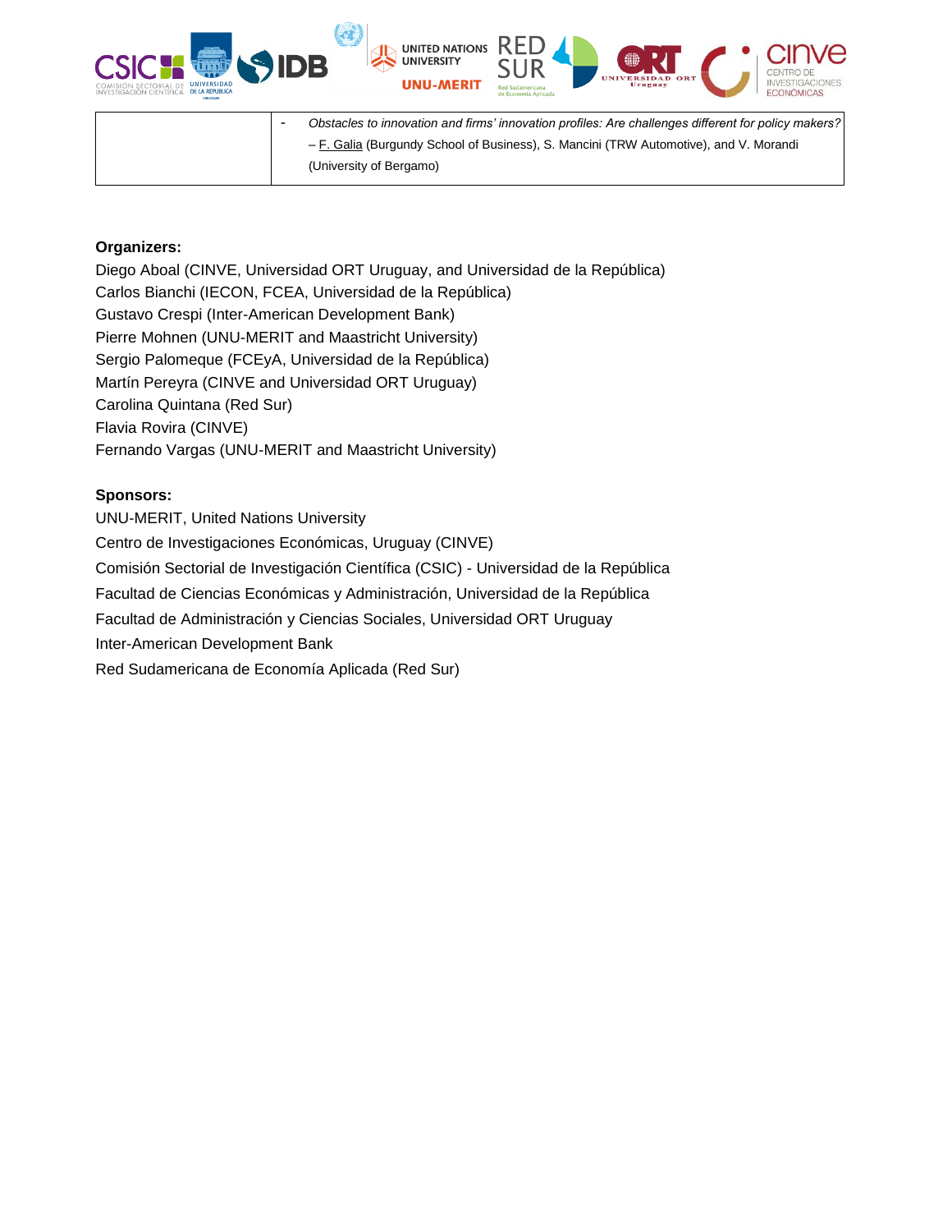| | |
|---|---|
| | - *Obstacles to innovation and firms' innovation profiles: Are challenges different for policy makers?* – F. Galia (Burgundy School of Business), S. Mancini (TRW Automotive), and V. Morandi (University of Bergamo) |

**Organizers:**

Diego Aboal (CINVE, Universidad ORT Uruguay, and Universidad de la República)
Carlos Bianchi (IECON, FCEA, Universidad de la República)
Gustavo Crespi (Inter-American Development Bank)
Pierre Mohnen (UNU-MERIT and Maastricht University)
Sergio Palomeque (FCEyA, Universidad de la República)
Martín Pereyra (CINVE and Universidad ORT Uruguay)
Carolina Quintana (Red Sur)
Flavia Rovira (CINVE)
Fernando Vargas (UNU-MERIT and Maastricht University)

**Sponsors:**

UNU-MERIT, United Nations University
Centro de Investigaciones Económicas, Uruguay (CINVE)
Comisión Sectorial de Investigación Científica (CSIC) - Universidad de la República
Facultad de Ciencias Económicas y Administración, Universidad de la República
Facultad de Administración y Ciencias Sociales, Universidad ORT Uruguay
Inter-American Development Bank
Red Sudamericana de Economía Aplicada (Red Sur)